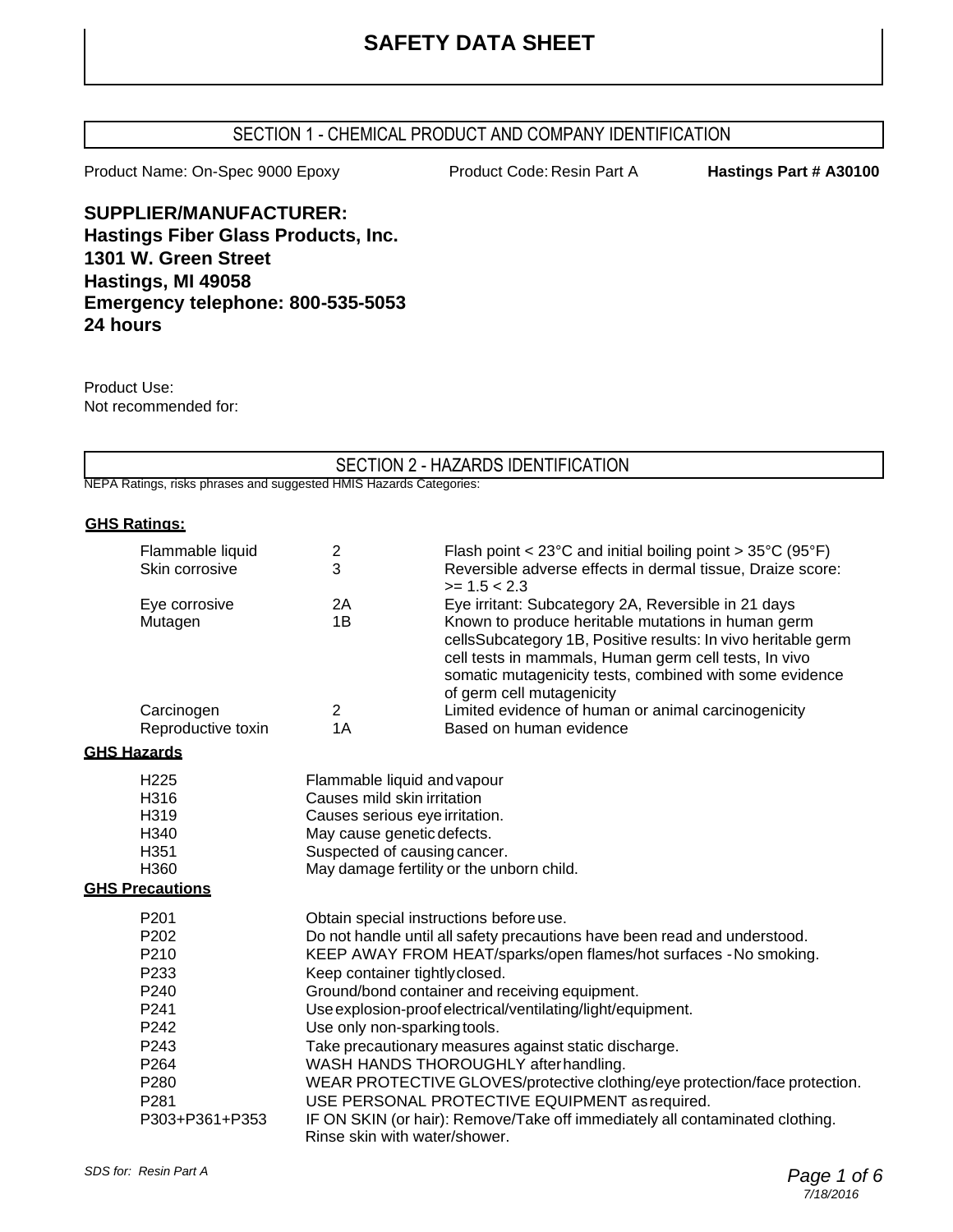# SAFETY DATA SHEET

## SECTION 1 - CHEMICAL PRODUCT AND COMPANY IDENTIFICATION

Product Name: On-Spec 9000 Epoxy    Product Code: Resin Part A    **Hastings Part # A30100**

**SUPPLIER/MANUFACTURER:**
**Hastings Fiber Glass Products, Inc.**
**1301 W. Green Street**
**Hastings, MI 49058**
**Emergency telephone: 800-535-5053**
**24 hours**

Product Use:
Not recommended for:

## SECTION 2 - HAZARDS IDENTIFICATION

NEPA Ratings, risks phrases and suggested HMIS Hazards Categories:

**GHS Ratings:**

| | | |
|---|---|---|
| Flammable liquid | 2 | Flash point < 23°C and initial boiling point > 35°C (95°F) |
| Skin corrosive | 3 | Reversible adverse effects in dermal tissue, Draize score: >= 1.5 < 2.3 |
| Eye corrosive | 2A | Eye irritant: Subcategory 2A, Reversible in 21 days |
| Mutagen | 1B | Known to produce heritable mutations in human germ cellsSubcategory 1B, Positive results: In vivo heritable germ cell tests in mammals, Human germ cell tests, In vivo somatic mutagenicity tests, combined with some evidence of germ cell mutagenicity |
| Carcinogen | 2 | Limited evidence of human or animal carcinogenicity |
| Reproductive toxin | 1A | Based on human evidence |

**GHS Hazards**

| | |
|---|---|
| H225 | Flammable liquid and vapour |
| H316 | Causes mild skin irritation |
| H319 | Causes serious eye irritation. |
| H340 | May cause genetic defects. |
| H351 | Suspected of causing cancer. |
| H360 | May damage fertility or the unborn child. |

**GHS Precautions**

| | |
|---|---|
| P201 | Obtain special instructions before use. |
| P202 | Do not handle until all safety precautions have been read and understood. |
| P210 | KEEP AWAY FROM HEAT/sparks/open flames/hot surfaces - No smoking. |
| P233 | Keep container tightly closed. |
| P240 | Ground/bond container and receiving equipment. |
| P241 | Use explosion-proof electrical/ventilating/light/equipment. |
| P242 | Use only non-sparking tools. |
| P243 | Take precautionary measures against static discharge. |
| P264 | WASH HANDS THOROUGHLY after handling. |
| P280 | WEAR PROTECTIVE GLOVES/protective clothing/eye protection/face protection. |
| P281 | USE PERSONAL PROTECTIVE EQUIPMENT as required. |
| P303+P361+P353 | IF ON SKIN (or hair): Remove/Take off immediately all contaminated clothing. Rinse skin with water/shower. |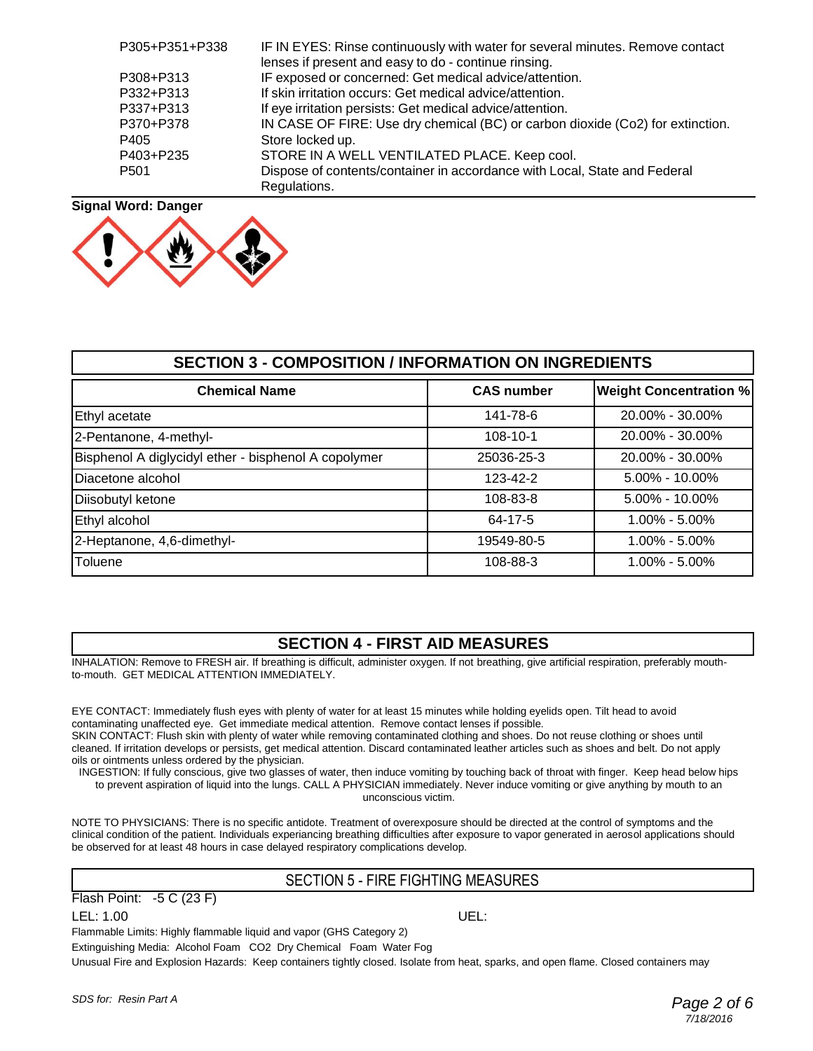| | |
|---|---|
| P305+P351+P338 | IF IN EYES: Rinse continuously with water for several minutes. Remove contact lenses if present and easy to do - continue rinsing. |
| P308+P313 | IF exposed or concerned: Get medical advice/attention. |
| P332+P313 | If skin irritation occurs: Get medical advice/attention. |
| P337+P313 | If eye irritation persists: Get medical advice/attention. |
| P370+P378 | IN CASE OF FIRE: Use dry chemical (BC) or carbon dioxide (Co2) for extinction. |
| P405 | Store locked up. |
| P403+P235 | STORE IN A WELL VENTILATED PLACE. Keep cool. |
| P501 | Dispose of contents/container in accordance with Local, State and Federal Regulations. |

**Signal Word: Danger**

## SECTION 3 - COMPOSITION / INFORMATION ON INGREDIENTS

| Chemical Name | CAS number | Weight Concentration % |
|---|---|---|
| Ethyl acetate | 141-78-6 | 20.00% - 30.00% |
| 2-Pentanone, 4-methyl- | 108-10-1 | 20.00% - 30.00% |
| Bisphenol A diglycidyl ether - bisphenol A copolymer | 25036-25-3 | 20.00% - 30.00% |
| Diacetone alcohol | 123-42-2 | 5.00% - 10.00% |
| Diisobutyl ketone | 108-83-8 | 5.00% - 10.00% |
| Ethyl alcohol | 64-17-5 | 1.00% - 5.00% |
| 2-Heptanone, 4,6-dimethyl- | 19549-80-5 | 1.00% - 5.00% |
| Toluene | 108-88-3 | 1.00% - 5.00% |

## SECTION 4 - FIRST AID MEASURES

INHALATION: Remove to FRESH air. If breathing is difficult, administer oxygen. If not breathing, give artificial respiration, preferably mouth-to-mouth. GET MEDICAL ATTENTION IMMEDIATELY.

EYE CONTACT: Immediately flush eyes with plenty of water for at least 15 minutes while holding eyelids open. Tilt head to avoid contaminating unaffected eye. Get immediate medical attention. Remove contact lenses if possible.

SKIN CONTACT: Flush skin with plenty of water while removing contaminated clothing and shoes. Do not reuse clothing or shoes until cleaned. If irritation develops or persists, get medical attention. Discard contaminated leather articles such as shoes and belt. Do not apply oils or ointments unless ordered by the physician.

INGESTION: If fully conscious, give two glasses of water, then induce vomiting by touching back of throat with finger. Keep head below hips to prevent aspiration of liquid into the lungs. CALL A PHYSICIAN immediately. Never induce vomiting or give anything by mouth to an unconscious victim.

NOTE TO PHYSICIANS: There is no specific antidote. Treatment of overexposure should be directed at the control of symptoms and the clinical condition of the patient. Individuals experiancing breathing difficulties after exposure to vapor generated in aerosol applications should be observed for at least 48 hours in case delayed respiratory complications develop.

## SECTION 5 - FIRE FIGHTING MEASURES

Flash Point: -5 C (23 F)

LEL: 1.00 UEL:

Flammable Limits: Highly flammable liquid and vapor (GHS Category 2)

Extinguishing Media: Alcohol Foam CO2 Dry Chemical Foam Water Fog

Unusual Fire and Explosion Hazards: Keep containers tightly closed. Isolate from heat, sparks, and open flame. Closed containers may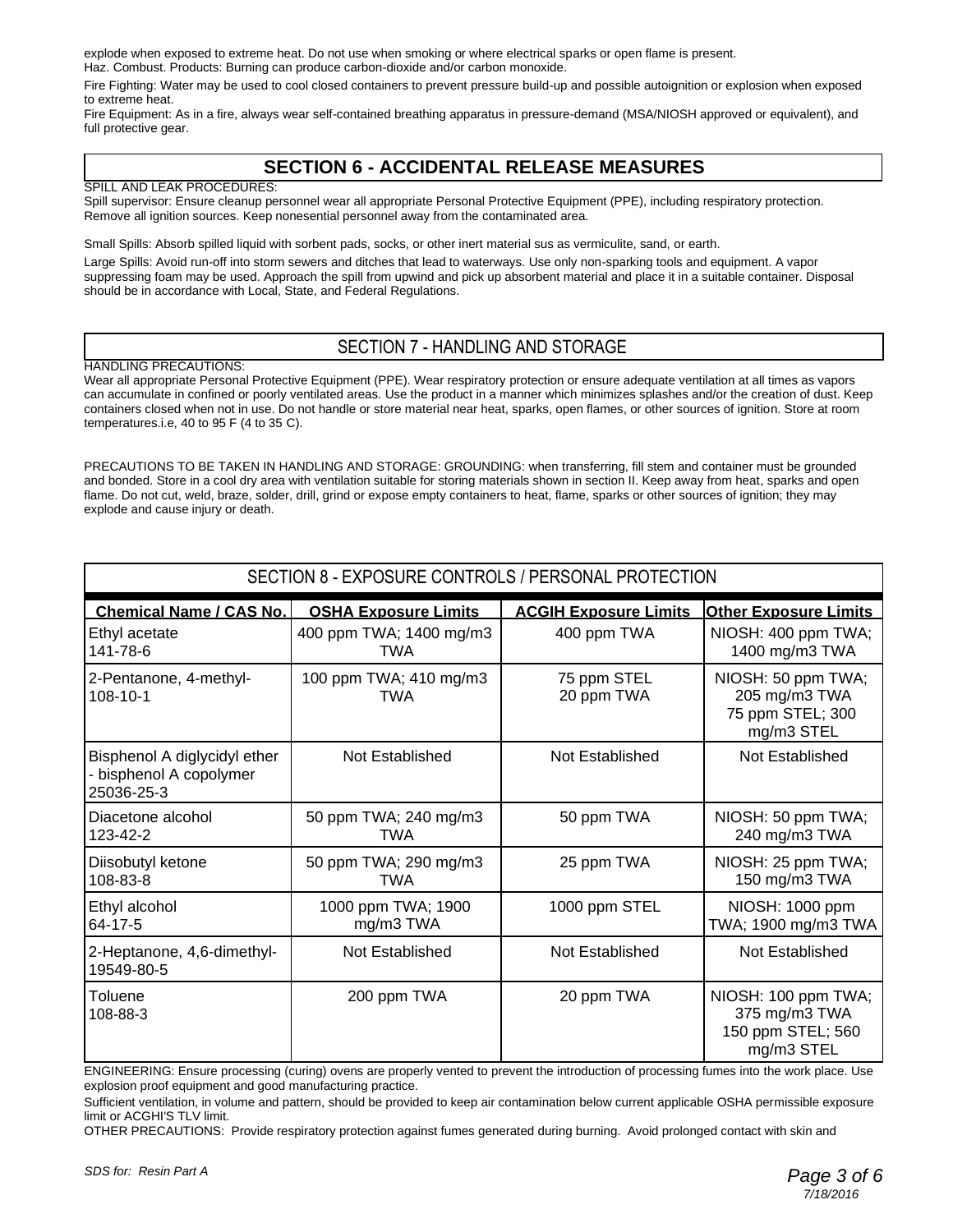explode when exposed to extreme heat. Do not use when smoking or where electrical sparks or open flame is present.
Haz. Combust. Products: Burning can produce carbon-dioxide and/or carbon monoxide.

Fire Fighting: Water may be used to cool closed containers to prevent pressure build-up and possible autoignition or explosion when exposed to extreme heat.

Fire Equipment: As in a fire, always wear self-contained breathing apparatus in pressure-demand (MSA/NIOSH approved or equivalent), and full protective gear.

## SECTION 6 - ACCIDENTAL RELEASE MEASURES

SPILL AND LEAK PROCEDURES:
Spill supervisor: Ensure cleanup personnel wear all appropriate Personal Protective Equipment (PPE), including respiratory protection. Remove all ignition sources. Keep nonesential personnel away from the contaminated area.

Small Spills: Absorb spilled liquid with sorbent pads, socks, or other inert material sus as vermiculite, sand, or earth.

Large Spills: Avoid run-off into storm sewers and ditches that lead to waterways. Use only non-sparking tools and equipment. A vapor suppressing foam may be used. Approach the spill from upwind and pick up absorbent material and place it in a suitable container. Disposal should be in accordance with Local, State, and Federal Regulations.

## SECTION 7 - HANDLING AND STORAGE

HANDLING PRECAUTIONS:
Wear all appropriate Personal Protective Equipment (PPE). Wear respiratory protection or ensure adequate ventilation at all times as vapors can accumulate in confined or poorly ventilated areas. Use the product in a manner which minimizes splashes and/or the creation of dust. Keep containers closed when not in use. Do not handle or store material near heat, sparks, open flames, or other sources of ignition. Store at room temperatures.i.e, 40 to 95 F (4 to 35 C).

PRECAUTIONS TO BE TAKEN IN HANDLING AND STORAGE: GROUNDING: when transferring, fill stem and container must be grounded and bonded. Store in a cool dry area with ventilation suitable for storing materials shown in section II. Keep away from heat, sparks and open flame. Do not cut, weld, braze, solder, drill, grind or expose empty containers to heat, flame, sparks or other sources of ignition; they may explode and cause injury or death.

## SECTION 8 - EXPOSURE CONTROLS / PERSONAL PROTECTION

| Chemical Name / CAS No. | OSHA Exposure Limits | ACGIH Exposure Limits | Other Exposure Limits |
|---|---|---|---|
| Ethyl acetate 141-78-6 | 400 ppm TWA; 1400 mg/m3 TWA | 400 ppm TWA | NIOSH: 400 ppm TWA; 1400 mg/m3 TWA |
| 2-Pentanone, 4-methyl- 108-10-1 | 100 ppm TWA; 410 mg/m3 TWA | 75 ppm STEL 20 ppm TWA | NIOSH: 50 ppm TWA; 205 mg/m3 TWA 75 ppm STEL; 300 mg/m3 STEL |
| Bisphenol A diglycidyl ether - bisphenol A copolymer 25036-25-3 | Not Established | Not Established | Not Established |
| Diacetone alcohol 123-42-2 | 50 ppm TWA; 240 mg/m3 TWA | 50 ppm TWA | NIOSH: 50 ppm TWA; 240 mg/m3 TWA |
| Diisobutyl ketone 108-83-8 | 50 ppm TWA; 290 mg/m3 TWA | 25 ppm TWA | NIOSH: 25 ppm TWA; 150 mg/m3 TWA |
| Ethyl alcohol 64-17-5 | 1000 ppm TWA; 1900 mg/m3 TWA | 1000 ppm STEL | NIOSH: 1000 ppm TWA; 1900 mg/m3 TWA |
| 2-Heptanone, 4,6-dimethyl- 19549-80-5 | Not Established | Not Established | Not Established |
| Toluene 108-88-3 | 200 ppm TWA | 20 ppm TWA | NIOSH: 100 ppm TWA; 375 mg/m3 TWA 150 ppm STEL; 560 mg/m3 STEL |

ENGINEERING: Ensure processing (curing) ovens are properly vented to prevent the introduction of processing fumes into the work place. Use explosion proof equipment and good manufacturing practice.

Sufficient ventilation, in volume and pattern, should be provided to keep air contamination below current applicable OSHA permissible exposure limit or ACGHI'S TLV limit.

OTHER PRECAUTIONS: Provide respiratory protection against fumes generated during burning. Avoid prolonged contact with skin and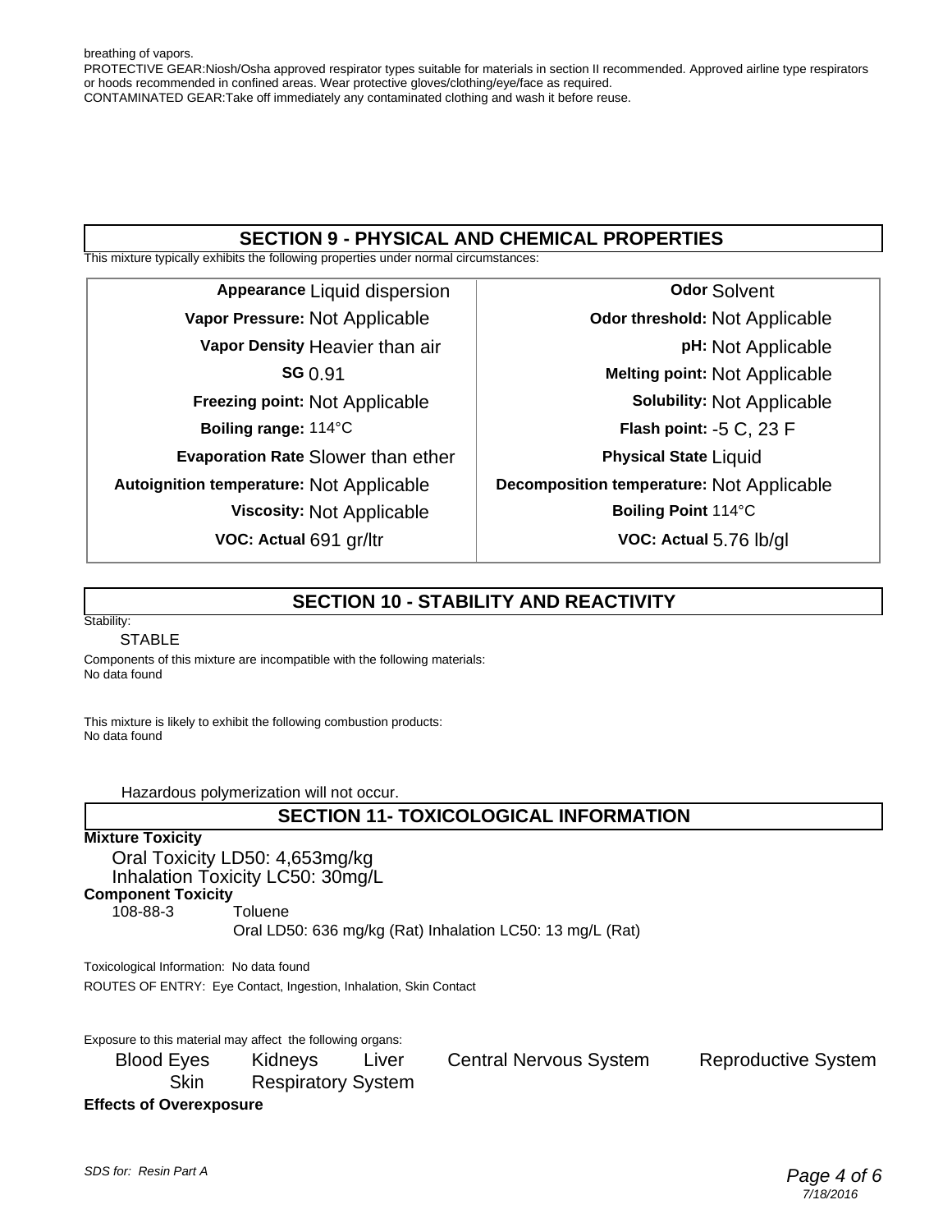breathing of vapors.
PROTECTIVE GEAR:Niosh/Osha approved respirator types suitable for materials in section II recommended. Approved airline type respirators or hoods recommended in confined areas. Wear protective gloves/clothing/eye/face as required.
CONTAMINATED GEAR:Take off immediately any contaminated clothing and wash it before reuse.

## SECTION 9 - PHYSICAL AND CHEMICAL PROPERTIES

This mixture typically exhibits the following properties under normal circumstances:

| | | | |
|---|---|---|---|
| **Appearance** | Liquid dispersion | **Odor** | Solvent |
| **Vapor Pressure:** | Not Applicable | **Odor threshold:** | Not Applicable |
| **Vapor Density** | Heavier than air | **pH:** | Not Applicable |
| **SG** | 0.91 | **Melting point:** | Not Applicable |
| **Freezing point:** | Not Applicable | **Solubility:** | Not Applicable |
| **Boiling range:** | 114°C | **Flash point:** | -5 C, 23 F |
| **Evaporation Rate** | Slower than ether | **Physical State** | Liquid |
| **Autoignition temperature:** | Not Applicable | **Decomposition temperature:** | Not Applicable |
| **Viscosity:** | Not Applicable | **Boiling Point** | 114°C |
| **VOC: Actual** | 691 gr/ltr | **VOC: Actual** | 5.76 lb/gl |

## SECTION 10 - STABILITY AND REACTIVITY

Stability:

STABLE

Components of this mixture are incompatible with the following materials:
No data found

This mixture is likely to exhibit the following combustion products:
No data found

Hazardous polymerization will not occur.

## SECTION 11- TOXICOLOGICAL INFORMATION

**Mixture Toxicity**

Oral Toxicity LD50: 4,653mg/kg
Inhalation Toxicity LC50: 30mg/L

**Component Toxicity**

108-88-3 Toluene
Oral LD50: 636 mg/kg (Rat) Inhalation LC50: 13 mg/L (Rat)

Toxicological Information: No data found

ROUTES OF ENTRY: Eye Contact, Ingestion, Inhalation, Skin Contact

Exposure to this material may affect the following organs:

Blood Eyes Kidneys Liver Central Nervous System Reproductive System Skin Respiratory System

**Effects of Overexposure**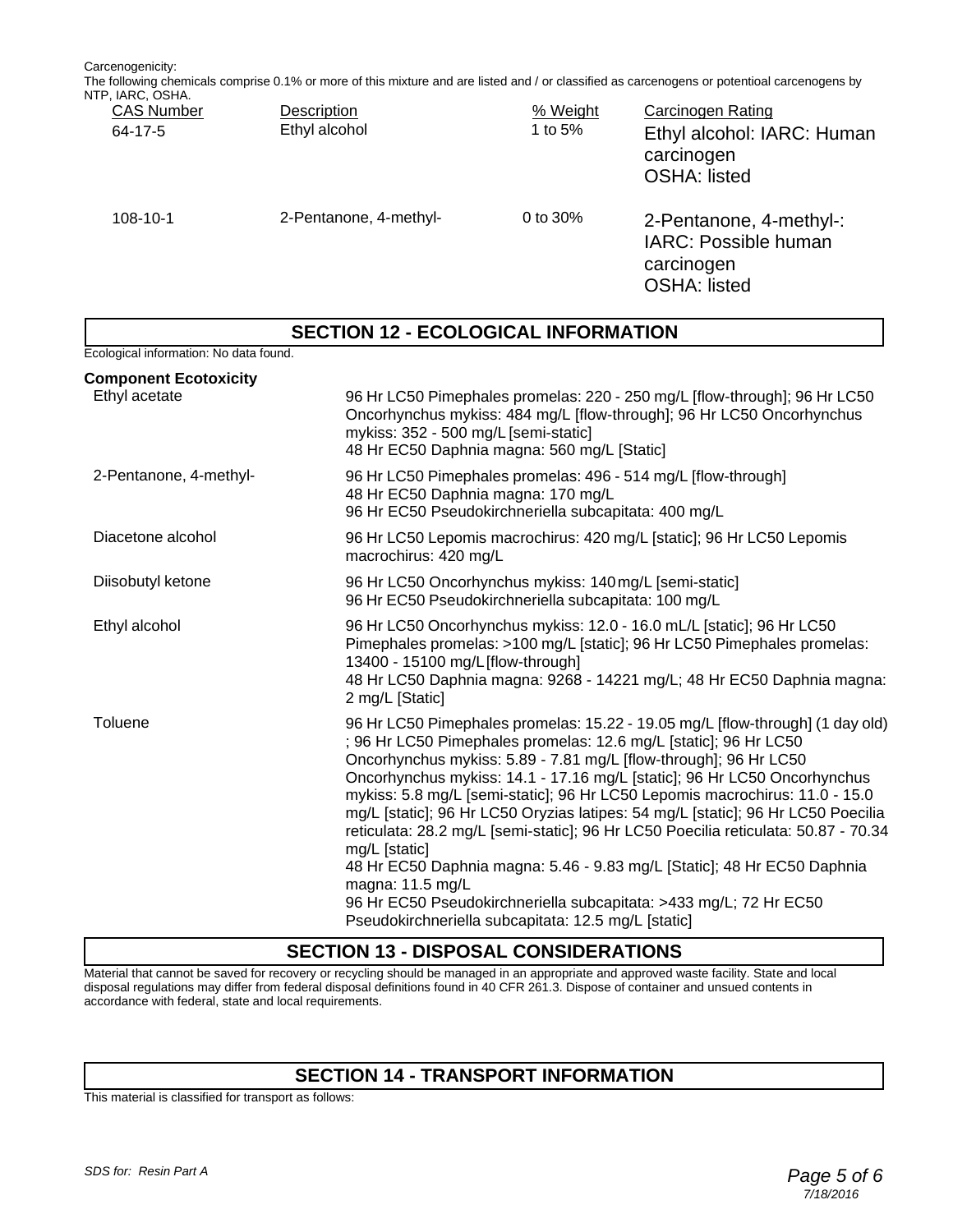Carcenogenicity:

The following chemicals comprise 0.1% or more of this mixture and are listed and / or classified as carcenogens or potentioal carcenogens by NTP, IARC, OSHA.

| CAS Number | Description | % Weight | Carcinogen Rating |
|---|---|---|---|
| 64-17-5 | Ethyl alcohol | 1 to 5% | Ethyl alcohol: IARC: Human carcinogen OSHA: listed |
| 108-10-1 | 2-Pentanone, 4-methyl- | 0 to 30% | 2-Pentanone, 4-methyl-: IARC: Possible human carcinogen OSHA: listed |

## SECTION 12 - ECOLOGICAL INFORMATION

Ecological information: No data found.

**Component Ecotoxicity**

| | |
|---|---|
| Ethyl acetate | 96 Hr LC50 Pimephales promelas: 220 - 250 mg/L [flow-through]; 96 Hr LC50 Oncorhynchus mykiss: 484 mg/L [flow-through]; 96 Hr LC50 Oncorhynchus mykiss: 352 - 500 mg/L [semi-static]<br>48 Hr EC50 Daphnia magna: 560 mg/L [Static] |
| 2-Pentanone, 4-methyl- | 96 Hr LC50 Pimephales promelas: 496 - 514 mg/L [flow-through]<br>48 Hr EC50 Daphnia magna: 170 mg/L<br>96 Hr EC50 Pseudokirchneriella subcapitata: 400 mg/L |
| Diacetone alcohol | 96 Hr LC50 Lepomis macrochirus: 420 mg/L [static]; 96 Hr LC50 Lepomis macrochirus: 420 mg/L |
| Diisobutyl ketone | 96 Hr LC50 Oncorhynchus mykiss: 140 mg/L [semi-static]<br>96 Hr EC50 Pseudokirchneriella subcapitata: 100 mg/L |
| Ethyl alcohol | 96 Hr LC50 Oncorhynchus mykiss: 12.0 - 16.0 mL/L [static]; 96 Hr LC50 Pimephales promelas: >100 mg/L [static]; 96 Hr LC50 Pimephales promelas: 13400 - 15100 mg/L [flow-through]<br>48 Hr LC50 Daphnia magna: 9268 - 14221 mg/L; 48 Hr EC50 Daphnia magna: 2 mg/L [Static] |
| Toluene | 96 Hr LC50 Pimephales promelas: 15.22 - 19.05 mg/L [flow-through] (1 day old) ; 96 Hr LC50 Pimephales promelas: 12.6 mg/L [static]; 96 Hr LC50 Oncorhynchus mykiss: 5.89 - 7.81 mg/L [flow-through]; 96 Hr LC50 Oncorhynchus mykiss: 14.1 - 17.16 mg/L [static]; 96 Hr LC50 Oncorhynchus mykiss: 5.8 mg/L [semi-static]; 96 Hr LC50 Lepomis macrochirus: 11.0 - 15.0 mg/L [static]; 96 Hr LC50 Oryzias latipes: 54 mg/L [static]; 96 Hr LC50 Poecilia reticulata: 28.2 mg/L [semi-static]; 96 Hr LC50 Poecilia reticulata: 50.87 - 70.34 mg/L [static]<br>48 Hr EC50 Daphnia magna: 5.46 - 9.83 mg/L [Static]; 48 Hr EC50 Daphnia magna: 11.5 mg/L<br>96 Hr EC50 Pseudokirchneriella subcapitata: >433 mg/L; 72 Hr EC50 Pseudokirchneriella subcapitata: 12.5 mg/L [static] |

## SECTION 13 - DISPOSAL CONSIDERATIONS

Material that cannot be saved for recovery or recycling should be managed in an appropriate and approved waste facility. State and local disposal regulations may differ from federal disposal definitions found in 40 CFR 261.3. Dispose of container and unsued contents in accordance with federal, state and local requirements.

## SECTION 14 - TRANSPORT INFORMATION

This material is classified for transport as follows: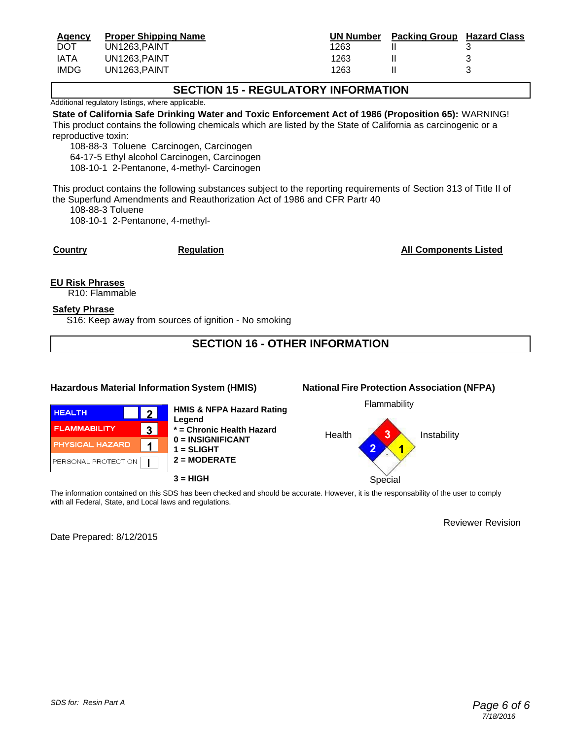| Agency | Proper Shipping Name | UN Number | Packing Group | Hazard Class |
|---|---|---|---|---|
| DOT | UN1263,PAINT | 1263 | II | 3 |
| IATA | UN1263,PAINT | 1263 | II | 3 |
| IMDG | UN1263,PAINT | 1263 | II | 3 |

## SECTION 15 - REGULATORY INFORMATION

Additional regulatory listings, where applicable.

**State of California Safe Drinking Water and Toxic Enforcement Act of 1986 (Proposition 65):** WARNING! This product contains the following chemicals which are listed by the State of California as carcinogenic or a reproductive toxin:

108-88-3 Toluene Carcinogen, Carcinogen
64-17-5 Ethyl alcohol Carcinogen, Carcinogen
108-10-1 2-Pentanone, 4-methyl- Carcinogen

This product contains the following substances subject to the reporting requirements of Section 313 of Title II of the Superfund Amendments and Reauthorization Act of 1986 and CFR Partr 40

108-88-3 Toluene
108-10-1 2-Pentanone, 4-methyl-

| Country | Regulation | All Components Listed |
|---|---|---|

**EU Risk Phrases**

R10: Flammable

**Safety Phrase**

S16: Keep away from sources of ignition - No smoking

## SECTION 16 - OTHER INFORMATION

**Hazardous Material Information System (HMIS)**

| | |
|---|---|
| HEALTH | 2 |
| FLAMMABILITY | 3 |
| PHYSICAL HAZARD | 1 |
| PERSONAL PROTECTION | I |

**HMIS & NFPA Hazard Rating Legend**
**\* = Chronic Health Hazard**
**0 = INSIGNIFICANT**
**1 = SLIGHT**
**2 = MODERATE**
**3 = HIGH**

**National Fire Protection Association (NFPA)**

Flammability: 3
Health: 2
Instability: 1
Special

The information contained on this SDS has been checked and should be accurate. However, it is the responsability of the user to comply with all Federal, State, and Local laws and regulations.

Reviewer Revision

Date Prepared: 8/12/2015

*SDS for: Resin Part A*

*7/18/2016*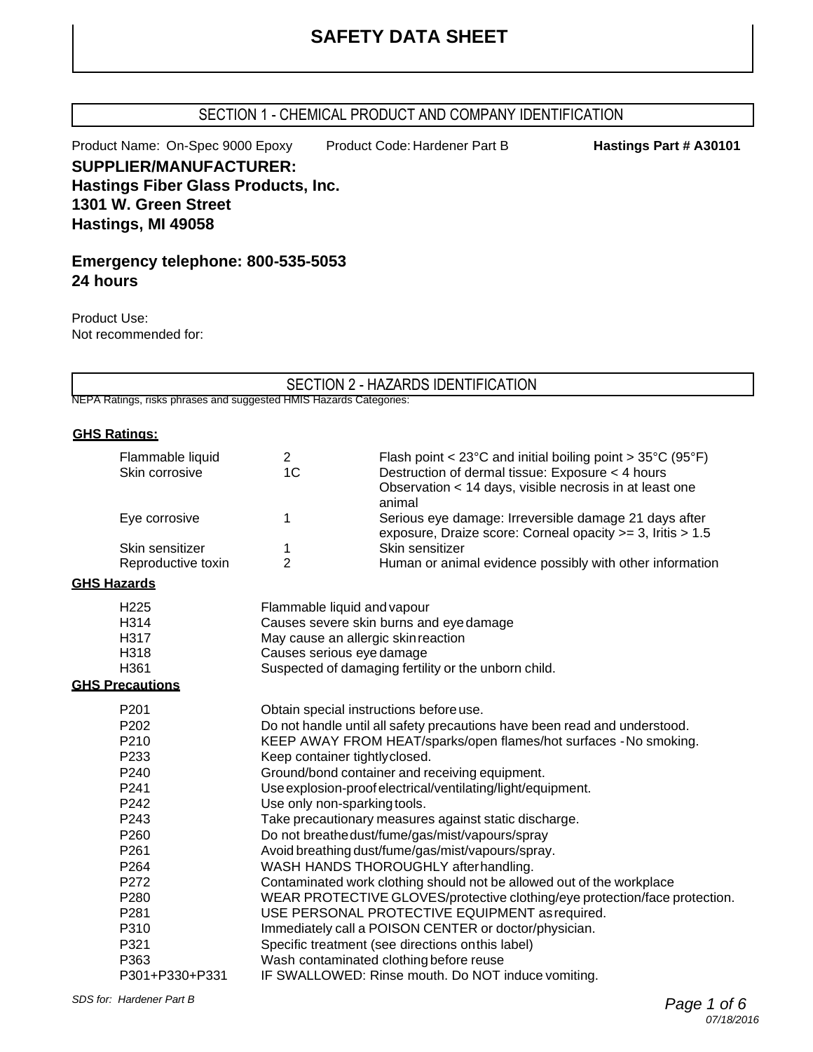# SAFETY DATA SHEET

## SECTION 1 - CHEMICAL PRODUCT AND COMPANY IDENTIFICATION

Product Name: On-Spec 9000 Epoxy    Product Code: Hardener Part B    **Hastings Part # A30101**

**SUPPLIER/MANUFACTURER:**
**Hastings Fiber Glass Products, Inc.**
**1301 W. Green Street**
**Hastings, MI 49058**

**Emergency telephone: 800-535-5053**
**24 hours**

Product Use:
Not recommended for:

## SECTION 2 - HAZARDS IDENTIFICATION

NFPA Ratings, risks phrases and suggested HMIS Hazards Categories:

**GHS Ratings:**

| | | |
|---|---|---|
| Flammable liquid | 2 | Flash point < 23°C and initial boiling point > 35°C (95°F) |
| Skin corrosive | 1C | Destruction of dermal tissue: Exposure < 4 hours Observation < 14 days, visible necrosis in at least one animal |
| Eye corrosive | 1 | Serious eye damage: Irreversible damage 21 days after exposure, Draize score: Corneal opacity >= 3, Iritis > 1.5 |
| Skin sensitizer | 1 | Skin sensitizer |
| Reproductive toxin | 2 | Human or animal evidence possibly with other information |

**GHS Hazards**

| | |
|---|---|
| H225 | Flammable liquid and vapour |
| H314 | Causes severe skin burns and eye damage |
| H317 | May cause an allergic skin reaction |
| H318 | Causes serious eye damage |
| H361 | Suspected of damaging fertility or the unborn child. |

**GHS Precautions**

| | |
|---|---|
| P201 | Obtain special instructions before use. |
| P202 | Do not handle until all safety precautions have been read and understood. |
| P210 | KEEP AWAY FROM HEAT/sparks/open flames/hot surfaces - No smoking. |
| P233 | Keep container tightly closed. |
| P240 | Ground/bond container and receiving equipment. |
| P241 | Use explosion-proof electrical/ventilating/light/equipment. |
| P242 | Use only non-sparking tools. |
| P243 | Take precautionary measures against static discharge. |
| P260 | Do not breathe dust/fume/gas/mist/vapours/spray |
| P261 | Avoid breathing dust/fume/gas/mist/vapours/spray. |
| P264 | WASH HANDS THOROUGHLY after handling. |
| P272 | Contaminated work clothing should not be allowed out of the workplace |
| P280 | WEAR PROTECTIVE GLOVES/protective clothing/eye protection/face protection. |
| P281 | USE PERSONAL PROTECTIVE EQUIPMENT as required. |
| P310 | Immediately call a POISON CENTER or doctor/physician. |
| P321 | Specific treatment (see directions on this label) |
| P363 | Wash contaminated clothing before reuse |
| P301+P330+P331 | IF SWALLOWED: Rinse mouth. Do NOT induce vomiting. |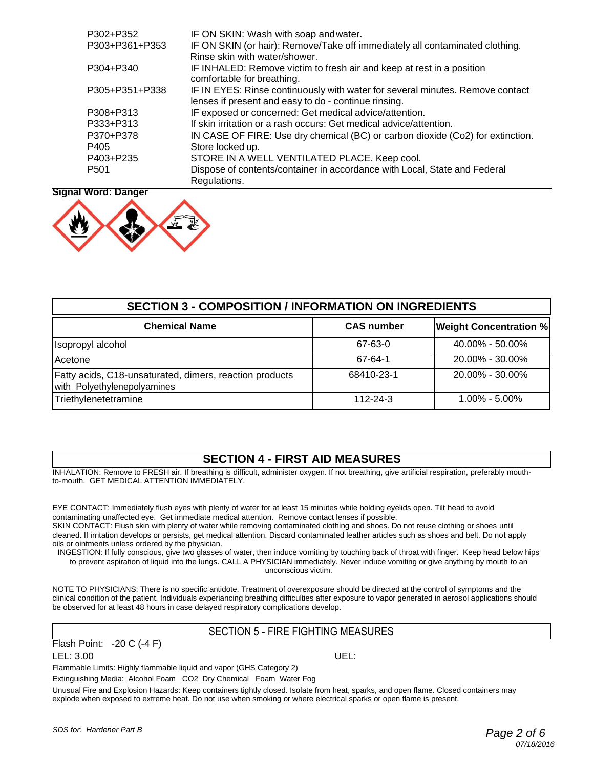| | |
|---|---|
| P302+P352 | IF ON SKIN: Wash with soap andwater. |
| P303+P361+P353 | IF ON SKIN (or hair): Remove/Take off immediately all contaminated clothing. Rinse skin with water/shower. |
| P304+P340 | IF INHALED: Remove victim to fresh air and keep at rest in a position comfortable for breathing. |
| P305+P351+P338 | IF IN EYES: Rinse continuously with water for several minutes. Remove contact lenses if present and easy to do - continue rinsing. |
| P308+P313 | IF exposed or concerned: Get medical advice/attention. |
| P333+P313 | If skin irritation or a rash occurs: Get medical advice/attention. |
| P370+P378 | IN CASE OF FIRE: Use dry chemical (BC) or carbon dioxide (Co2) for extinction. |
| P405 | Store locked up. |
| P403+P235 | STORE IN A WELL VENTILATED PLACE. Keep cool. |
| P501 | Dispose of contents/container in accordance with Local, State and Federal Regulations. |

**Signal Word: Danger**

## SECTION 3 - COMPOSITION / INFORMATION ON INGREDIENTS

| Chemical Name | CAS number | Weight Concentration % |
|---|---|---|
| Isopropyl alcohol | 67-63-0 | 40.00% - 50.00% |
| Acetone | 67-64-1 | 20.00% - 30.00% |
| Fatty acids, C18-unsaturated, dimers, reaction products with Polyethylenepolyamines | 68410-23-1 | 20.00% - 30.00% |
| Triethylenetetramine | 112-24-3 | 1.00% - 5.00% |

## SECTION 4 - FIRST AID MEASURES

INHALATION: Remove to FRESH air. If breathing is difficult, administer oxygen. If not breathing, give artificial respiration, preferably mouth-to-mouth. GET MEDICAL ATTENTION IMMEDIATELY.

EYE CONTACT: Immediately flush eyes with plenty of water for at least 15 minutes while holding eyelids open. Tilt head to avoid contaminating unaffected eye. Get immediate medical attention. Remove contact lenses if possible.

SKIN CONTACT: Flush skin with plenty of water while removing contaminated clothing and shoes. Do not reuse clothing or shoes until cleaned. If irritation develops or persists, get medical attention. Discard contaminated leather articles such as shoes and belt. Do not apply oils or ointments unless ordered by the physician.

INGESTION: If fully conscious, give two glasses of water, then induce vomiting by touching back of throat with finger. Keep head below hips to prevent aspiration of liquid into the lungs. CALL A PHYSICIAN immediately. Never induce vomiting or give anything by mouth to an unconscious victim.

NOTE TO PHYSICIANS: There is no specific antidote. Treatment of overexposure should be directed at the control of symptoms and the clinical condition of the patient. Individuals experiancing breathing difficulties after exposure to vapor generated in aerosol applications should be observed for at least 48 hours in case delayed respiratory complications develop.

## SECTION 5 - FIRE FIGHTING MEASURES

Flash Point: -20 C (-4 F)

LEL: 3.00 UEL:

Flammable Limits: Highly flammable liquid and vapor (GHS Category 2)

Extinguishing Media: Alcohol Foam CO2 Dry Chemical Foam Water Fog

Unusual Fire and Explosion Hazards: Keep containers tightly closed. Isolate from heat, sparks, and open flame. Closed containers may explode when exposed to extreme heat. Do not use when smoking or where electrical sparks or open flame is present.

*SDS for: Hardener Part B*

*07/18/2016*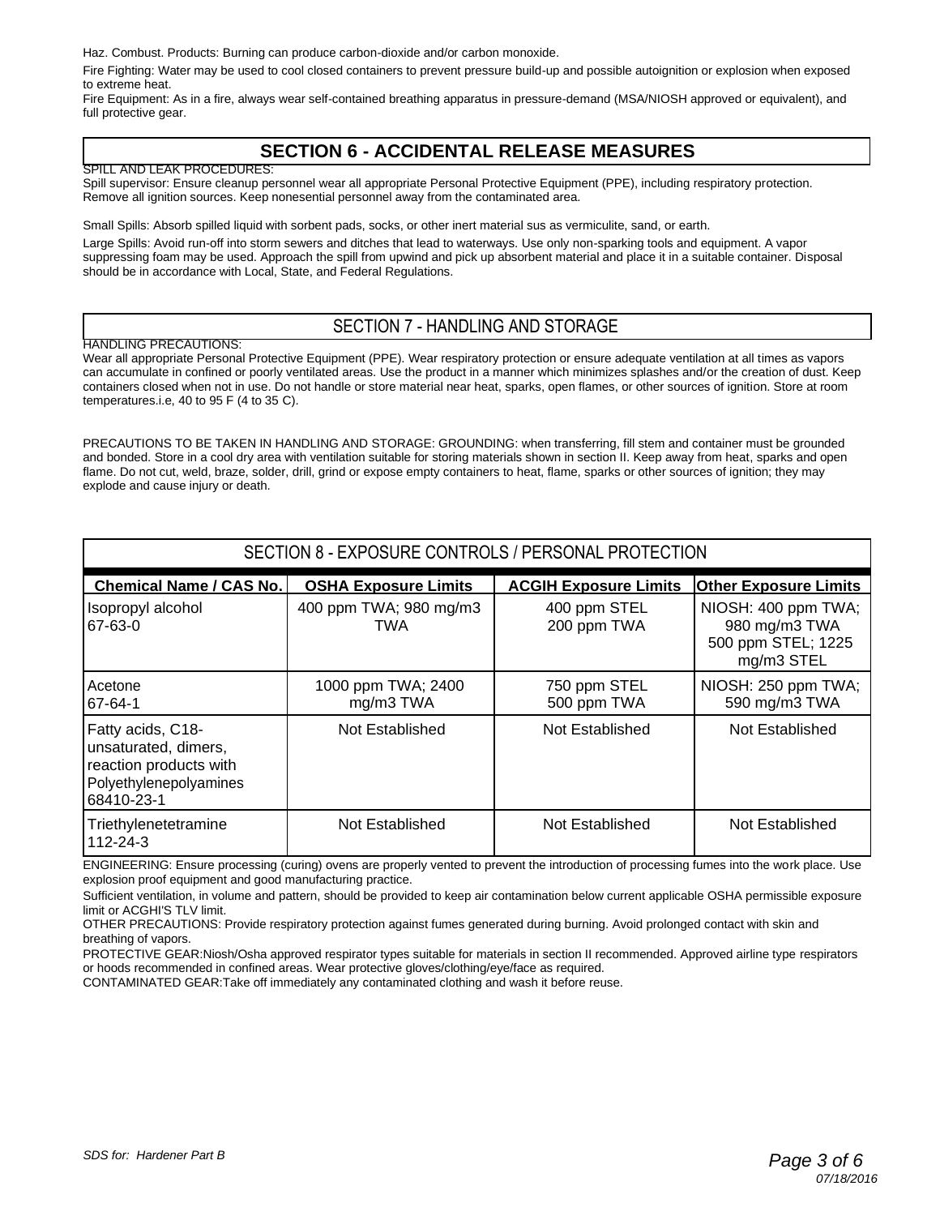Haz. Combust. Products: Burning can produce carbon-dioxide and/or carbon monoxide.

Fire Fighting: Water may be used to cool closed containers to prevent pressure build-up and possible autoignition or explosion when exposed to extreme heat.

Fire Equipment: As in a fire, always wear self-contained breathing apparatus in pressure-demand (MSA/NIOSH approved or equivalent), and full protective gear.

## SECTION 6 - ACCIDENTAL RELEASE MEASURES

SPILL AND LEAK PROCEDURES:

Spill supervisor: Ensure cleanup personnel wear all appropriate Personal Protective Equipment (PPE), including respiratory protection. Remove all ignition sources. Keep nonesential personnel away from the contaminated area.

Small Spills: Absorb spilled liquid with sorbent pads, socks, or other inert material sus as vermiculite, sand, or earth.

Large Spills: Avoid run-off into storm sewers and ditches that lead to waterways. Use only non-sparking tools and equipment. A vapor suppressing foam may be used. Approach the spill from upwind and pick up absorbent material and place it in a suitable container. Disposal should be in accordance with Local, State, and Federal Regulations.

## SECTION 7 - HANDLING AND STORAGE

HANDLING PRECAUTIONS:

Wear all appropriate Personal Protective Equipment (PPE). Wear respiratory protection or ensure adequate ventilation at all times as vapors can accumulate in confined or poorly ventilated areas. Use the product in a manner which minimizes splashes and/or the creation of dust. Keep containers closed when not in use. Do not handle or store material near heat, sparks, open flames, or other sources of ignition. Store at room temperatures.i.e, 40 to 95 F (4 to 35 C).

PRECAUTIONS TO BE TAKEN IN HANDLING AND STORAGE: GROUNDING: when transferring, fill stem and container must be grounded and bonded. Store in a cool dry area with ventilation suitable for storing materials shown in section II. Keep away from heat, sparks and open flame. Do not cut, weld, braze, solder, drill, grind or expose empty containers to heat, flame, sparks or other sources of ignition; they may explode and cause injury or death.

## SECTION 8 - EXPOSURE CONTROLS / PERSONAL PROTECTION

| Chemical Name / CAS No. | OSHA Exposure Limits | ACGIH Exposure Limits | Other Exposure Limits |
|---|---|---|---|
| Isopropyl alcohol 67-63-0 | 400 ppm TWA; 980 mg/m3 TWA | 400 ppm STEL 200 ppm TWA | NIOSH: 400 ppm TWA; 980 mg/m3 TWA 500 ppm STEL; 1225 mg/m3 STEL |
| Acetone 67-64-1 | 1000 ppm TWA; 2400 mg/m3 TWA | 750 ppm STEL 500 ppm TWA | NIOSH: 250 ppm TWA; 590 mg/m3 TWA |
| Fatty acids, C18-unsaturated, dimers, reaction products with Polyethylenepolyamines 68410-23-1 | Not Established | Not Established | Not Established |
| Triethylenetetramine 112-24-3 | Not Established | Not Established | Not Established |

ENGINEERING: Ensure processing (curing) ovens are properly vented to prevent the introduction of processing fumes into the work place. Use explosion proof equipment and good manufacturing practice.

Sufficient ventilation, in volume and pattern, should be provided to keep air contamination below current applicable OSHA permissible exposure limit or ACGHI'S TLV limit.

OTHER PRECAUTIONS: Provide respiratory protection against fumes generated during burning. Avoid prolonged contact with skin and breathing of vapors.

PROTECTIVE GEAR:Niosh/Osha approved respirator types suitable for materials in section II recommended. Approved airline type respirators or hoods recommended in confined areas. Wear protective gloves/clothing/eye/face as required.

CONTAMINATED GEAR:Take off immediately any contaminated clothing and wash it before reuse.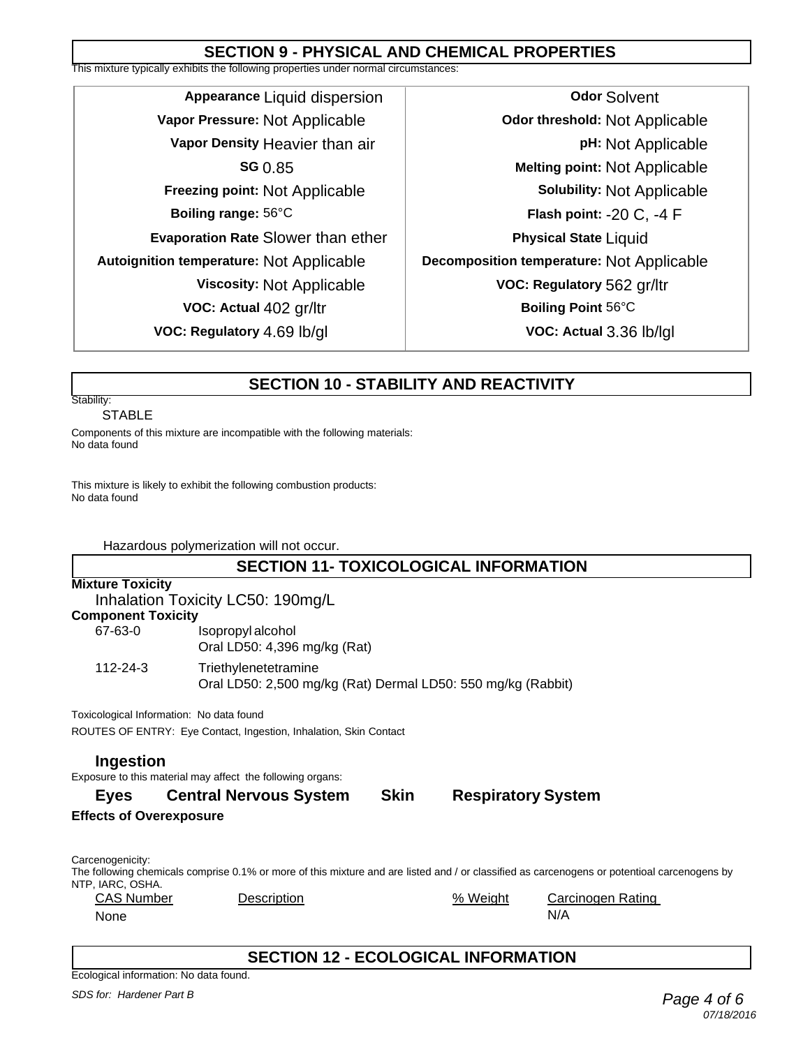## SECTION 9 - PHYSICAL AND CHEMICAL PROPERTIES

This mixture typically exhibits the following properties under normal circumstances:

| Property | Value | Property | Value |
|---|---|---|---|
| **Appearance** | Liquid dispersion | **Odor** | Solvent |
| **Vapor Pressure:** | Not Applicable | **Odor threshold:** | Not Applicable |
| **Vapor Density** | Heavier than air | **pH:** | Not Applicable |
| **SG** | 0.85 | **Melting point:** | Not Applicable |
| **Freezing point:** | Not Applicable | **Solubility:** | Not Applicable |
| **Boiling range:** | 56°C | **Flash point:** | -20 C, -4 F |
| **Evaporation Rate** | Slower than ether | **Physical State** | Liquid |
| **Autoignition temperature:** | Not Applicable | **Decomposition temperature:** | Not Applicable |
| **Viscosity:** | Not Applicable | **VOC: Regulatory** | 562 gr/ltr |
| **VOC: Actual** | 402 gr/ltr | **Boiling Point** | 56°C |
| **VOC: Regulatory** | 4.69 lb/gl | **VOC: Actual** | 3.36 lb/lgl |

## SECTION 10 - STABILITY AND REACTIVITY

Stability:

STABLE

Components of this mixture are incompatible with the following materials:
No data found

This mixture is likely to exhibit the following combustion products:
No data found

Hazardous polymerization will not occur.

## SECTION 11- TOXICOLOGICAL INFORMATION

**Mixture Toxicity**

Inhalation Toxicity LC50: 190mg/L

**Component Toxicity**

| | |
|---|---|
| 67-63-0 | Isopropyl alcohol<br>Oral LD50: 4,396 mg/kg (Rat) |
| 112-24-3 | Triethylenetetramine<br>Oral LD50: 2,500 mg/kg (Rat) Dermal LD50: 550 mg/kg (Rabbit) |

Toxicological Information: No data found

ROUTES OF ENTRY: Eye Contact, Ingestion, Inhalation, Skin Contact

### Ingestion

Exposure to this material may affect the following organs:

**Eyes** **Central Nervous System** **Skin** **Respiratory System**

**Effects of Overexposure**

Carcenogenicity:

The following chemicals comprise 0.1% or more of this mixture and are listed and / or classified as carcenogens or potentioal carcenogens by NTP, IARC, OSHA.

| CAS Number | Description | % Weight | Carcinogen Rating |
|---|---|---|---|
| None | | | N/A |

## SECTION 12 - ECOLOGICAL INFORMATION

Ecological information: No data found.

*SDS for: Hardener Part B*

*07/18/2016*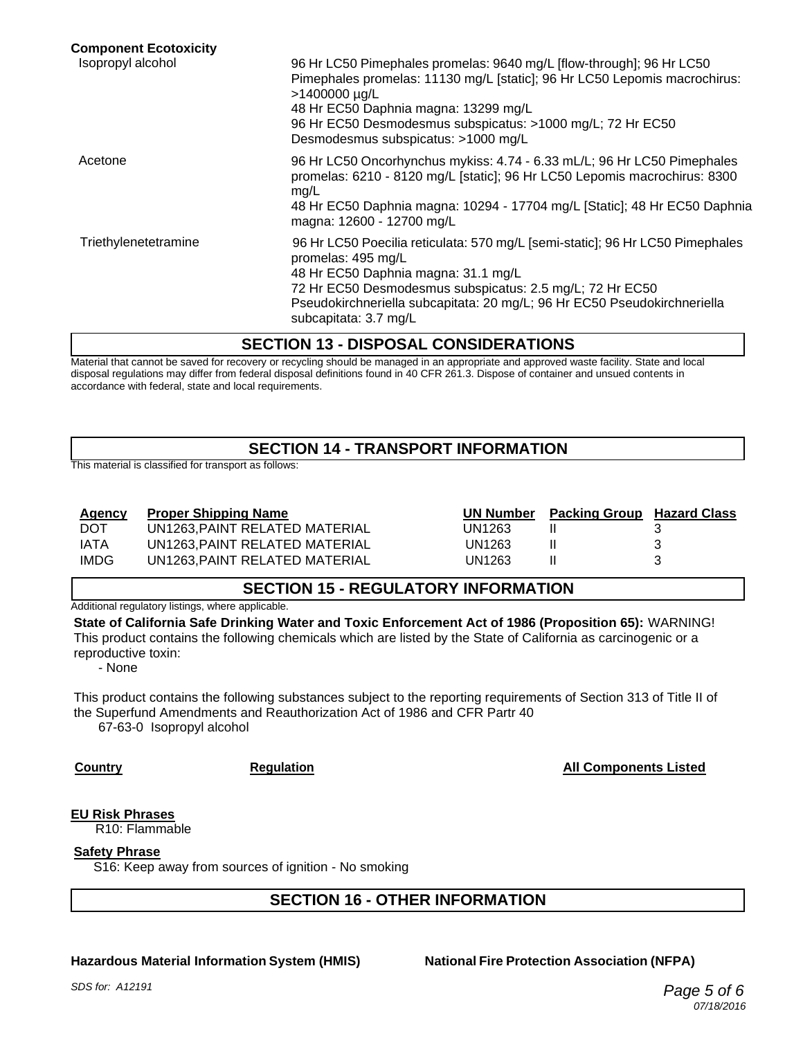**Component Ecotoxicity**

| | |
|---|---|
| Isopropyl alcohol | 96 Hr LC50 Pimephales promelas: 9640 mg/L [flow-through]; 96 Hr LC50 Pimephales promelas: 11130 mg/L [static]; 96 Hr LC50 Lepomis macrochirus: >1400000 µg/L<br>48 Hr EC50 Daphnia magna: 13299 mg/L<br>96 Hr EC50 Desmodesmus subspicatus: >1000 mg/L; 72 Hr EC50 Desmodesmus subspicatus: >1000 mg/L |
| Acetone | 96 Hr LC50 Oncorhynchus mykiss: 4.74 - 6.33 mL/L; 96 Hr LC50 Pimephales promelas: 6210 - 8120 mg/L [static]; 96 Hr LC50 Lepomis macrochirus: 8300 mg/L<br>48 Hr EC50 Daphnia magna: 10294 - 17704 mg/L [Static]; 48 Hr EC50 Daphnia magna: 12600 - 12700 mg/L |
| Triethylenetetramine | 96 Hr LC50 Poecilia reticulata: 570 mg/L [semi-static]; 96 Hr LC50 Pimephales promelas: 495 mg/L<br>48 Hr EC50 Daphnia magna: 31.1 mg/L<br>72 Hr EC50 Desmodesmus subspicatus: 2.5 mg/L; 72 Hr EC50 Pseudokirchneriella subcapitata: 20 mg/L; 96 Hr EC50 Pseudokirchneriella subcapitata: 3.7 mg/L |

## SECTION 13 - DISPOSAL CONSIDERATIONS

Material that cannot be saved for recovery or recycling should be managed in an appropriate and approved waste facility. State and local disposal regulations may differ from federal disposal definitions found in 40 CFR 261.3. Dispose of container and unsued contents in accordance with federal, state and local requirements.

## SECTION 14 - TRANSPORT INFORMATION

This material is classified for transport as follows:

| Agency | Proper Shipping Name | UN Number | Packing Group | Hazard Class |
|---|---|---|---|---|
| DOT | UN1263,PAINT RELATED MATERIAL | UN1263 | II | 3 |
| IATA | UN1263,PAINT RELATED MATERIAL | UN1263 | II | 3 |
| IMDG | UN1263,PAINT RELATED MATERIAL | UN1263 | II | 3 |

## SECTION 15 - REGULATORY INFORMATION

Additional regulatory listings, where applicable.

**State of California Safe Drinking Water and Toxic Enforcement Act of 1986 (Proposition 65):** WARNING! This product contains the following chemicals which are listed by the State of California as carcinogenic or a reproductive toxin:

- None

This product contains the following substances subject to the reporting requirements of Section 313 of Title II of the Superfund Amendments and Reauthorization Act of 1986 and CFR Partr 40

67-63-0 Isopropyl alcohol

| Country | Regulation | All Components Listed |
|---|---|---|

**EU Risk Phrases**

R10: Flammable

**Safety Phrase**

S16: Keep away from sources of ignition - No smoking

## SECTION 16 - OTHER INFORMATION

**Hazardous Material Information System (HMIS)** **National Fire Protection Association (NFPA)**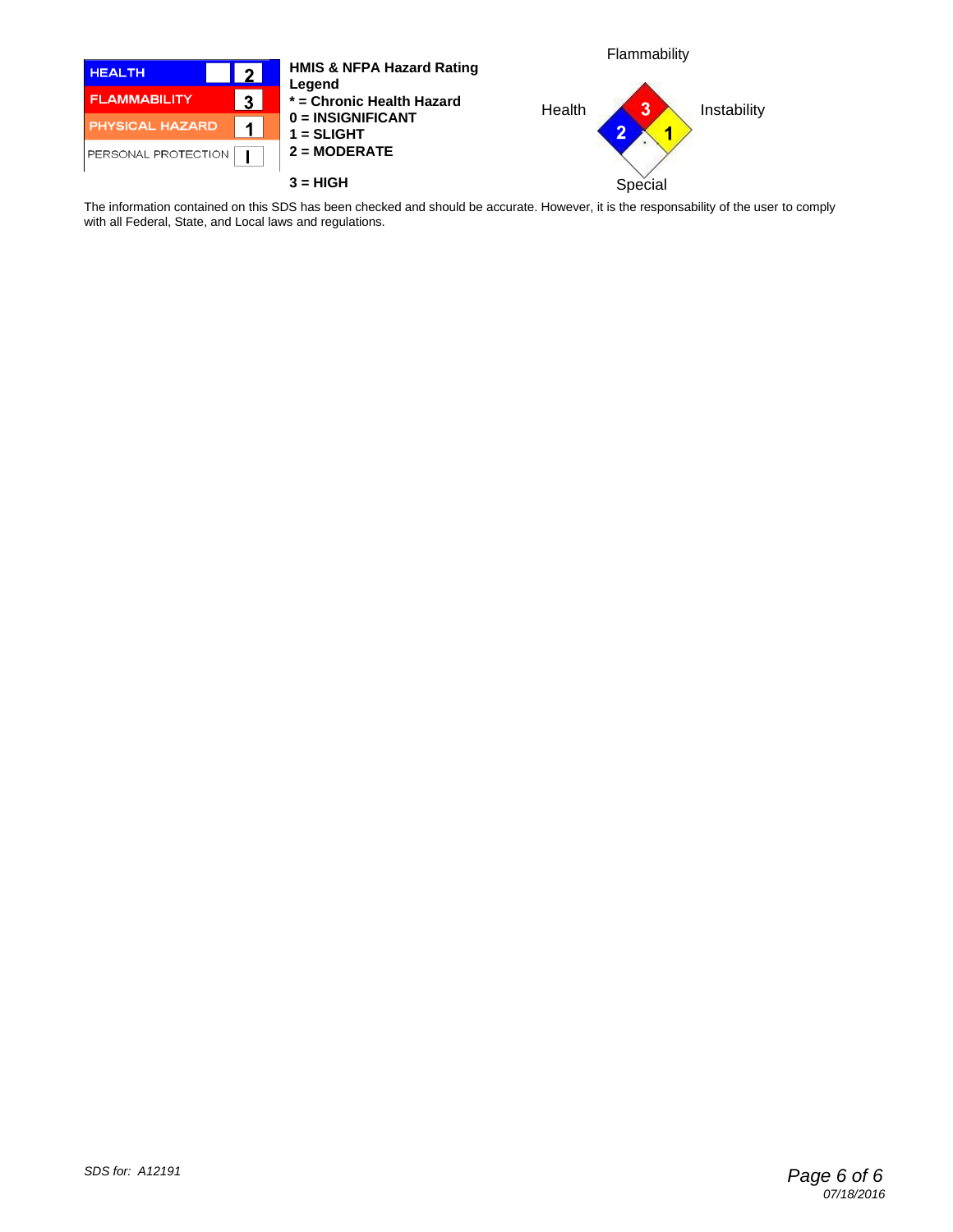| HMIS | |
|---|---|
| HEALTH | 2 |
| FLAMMABILITY | 3 |
| PHYSICAL HAZARD | 1 |
| PERSONAL PROTECTION | I |

**HMIS & NFPA Hazard Rating Legend**
*** = Chronic Health Hazard**
**0 = INSIGNIFICANT**
**1 = SLIGHT**
**2 = MODERATE**
**3 = HIGH**

| NFPA | |
|---|---|
| Flammability | 3 |
| Health | 2 |
| Instability | 1 |
| Special | |

The information contained on this SDS has been checked and should be accurate. However, it is the responsability of the user to comply with all Federal, State, and Local laws and regulations.

*SDS for: A12191*

*07/18/2016*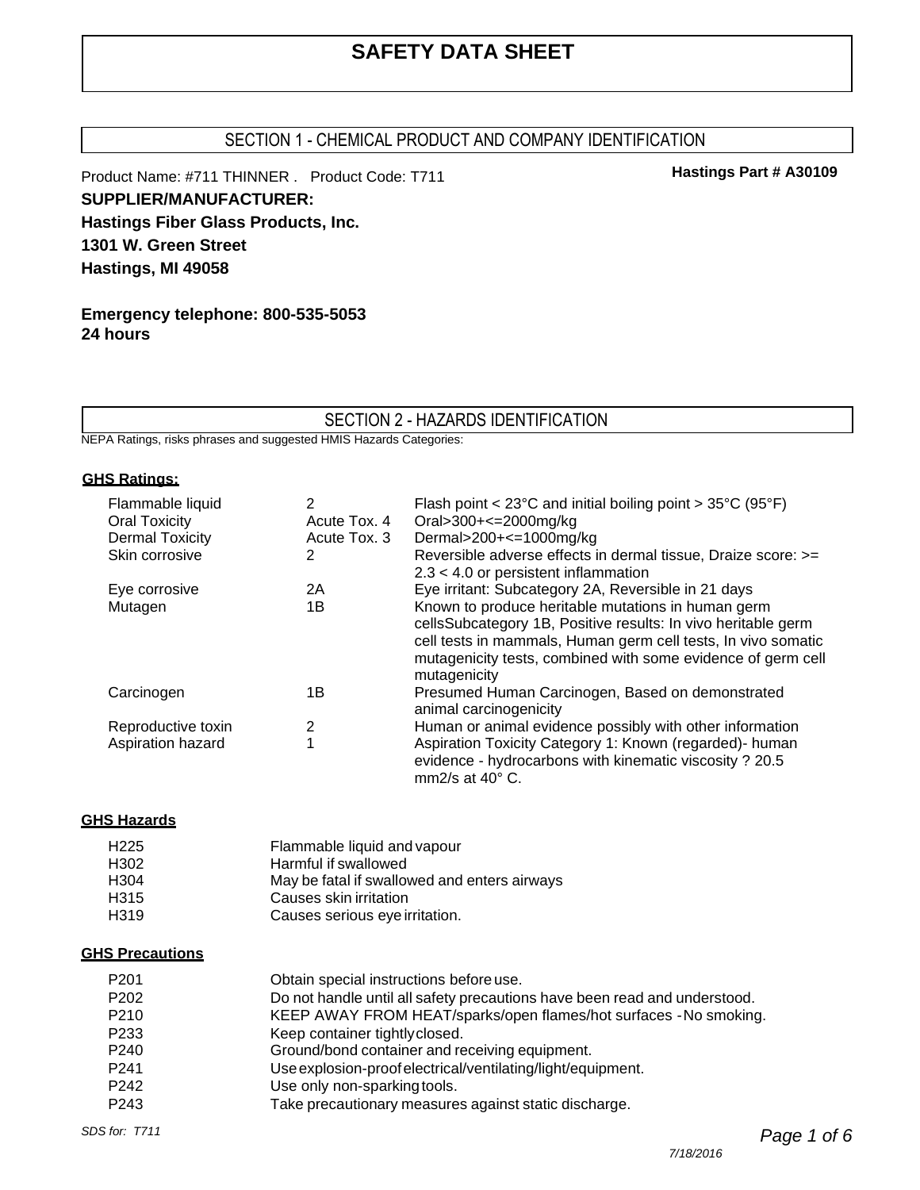# SAFETY DATA SHEET

## SECTION 1 - CHEMICAL PRODUCT AND COMPANY IDENTIFICATION

Product Name: #711 THINNER . Product Code: T711

**Hastings Part # A30109**

**SUPPLIER/MANUFACTURER:**
**Hastings Fiber Glass Products, Inc.**
**1301 W. Green Street**
**Hastings, MI 49058**

**Emergency telephone: 800-535-5053**
**24 hours**

## SECTION 2 - HAZARDS IDENTIFICATION

NEPA Ratings, risks phrases and suggested HMIS Hazards Categories:

**GHS Ratings:**

| | | |
|---|---|---|
| Flammable liquid | 2 | Flash point < 23°C and initial boiling point > 35°C (95°F) |
| Oral Toxicity | Acute Tox. 4 | Oral>300+<=2000mg/kg |
| Dermal Toxicity | Acute Tox. 3 | Dermal>200+<=1000mg/kg |
| Skin corrosive | 2 | Reversible adverse effects in dermal tissue, Draize score: >= 2.3 < 4.0 or persistent inflammation |
| Eye corrosive | 2A | Eye irritant: Subcategory 2A, Reversible in 21 days |
| Mutagen | 1B | Known to produce heritable mutations in human germ cellsSubcategory 1B, Positive results: In vivo heritable germ cell tests in mammals, Human germ cell tests, In vivo somatic mutagenicity tests, combined with some evidence of germ cell mutagenicity |
| Carcinogen | 1B | Presumed Human Carcinogen, Based on demonstrated animal carcinogenicity |
| Reproductive toxin | 2 | Human or animal evidence possibly with other information |
| Aspiration hazard | 1 | Aspiration Toxicity Category 1: Known (regarded)- human evidence - hydrocarbons with kinematic viscosity ? 20.5 mm2/s at 40° C. |

**GHS Hazards**

| | |
|---|---|
| H225 | Flammable liquid and vapour |
| H302 | Harmful if swallowed |
| H304 | May be fatal if swallowed and enters airways |
| H315 | Causes skin irritation |
| H319 | Causes serious eye irritation. |

**GHS Precautions**

| | |
|---|---|
| P201 | Obtain special instructions before use. |
| P202 | Do not handle until all safety precautions have been read and understood. |
| P210 | KEEP AWAY FROM HEAT/sparks/open flames/hot surfaces - No smoking. |
| P233 | Keep container tightly closed. |
| P240 | Ground/bond container and receiving equipment. |
| P241 | Use explosion-proof electrical/ventilating/light/equipment. |
| P242 | Use only non-sparking tools. |
| P243 | Take precautionary measures against static discharge. |

SDS for: T711

7/18/2016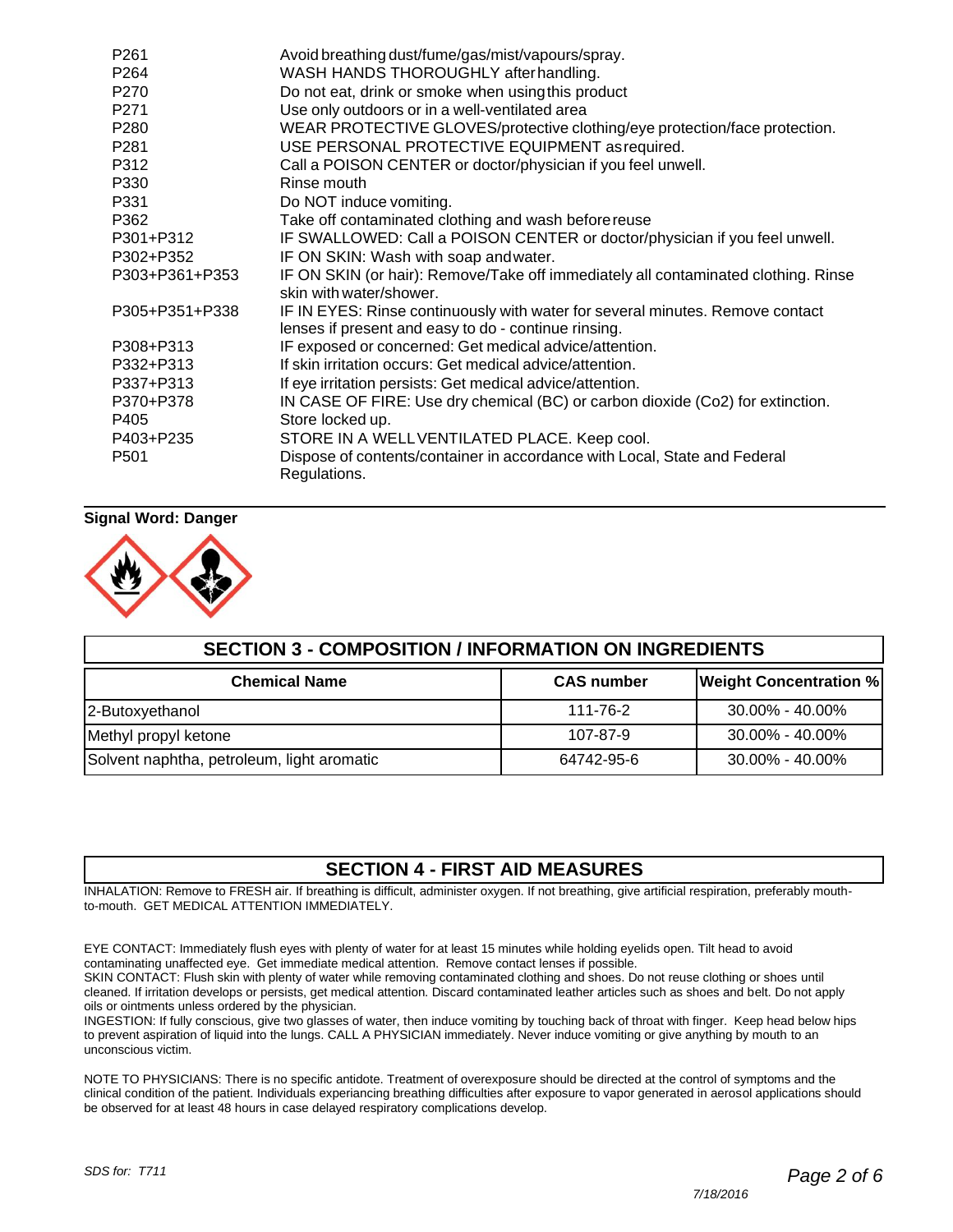| | |
|---|---|
| P261 | Avoid breathing dust/fume/gas/mist/vapours/spray. |
| P264 | WASH HANDS THOROUGHLY after handling. |
| P270 | Do not eat, drink or smoke when using this product |
| P271 | Use only outdoors or in a well-ventilated area |
| P280 | WEAR PROTECTIVE GLOVES/protective clothing/eye protection/face protection. |
| P281 | USE PERSONAL PROTECTIVE EQUIPMENT as required. |
| P312 | Call a POISON CENTER or doctor/physician if you feel unwell. |
| P330 | Rinse mouth |
| P331 | Do NOT induce vomiting. |
| P362 | Take off contaminated clothing and wash before reuse |
| P301+P312 | IF SWALLOWED: Call a POISON CENTER or doctor/physician if you feel unwell. |
| P302+P352 | IF ON SKIN: Wash with soap and water. |
| P303+P361+P353 | IF ON SKIN (or hair): Remove/Take off immediately all contaminated clothing. Rinse skin with water/shower. |
| P305+P351+P338 | IF IN EYES: Rinse continuously with water for several minutes. Remove contact lenses if present and easy to do - continue rinsing. |
| P308+P313 | IF exposed or concerned: Get medical advice/attention. |
| P332+P313 | If skin irritation occurs: Get medical advice/attention. |
| P337+P313 | If eye irritation persists: Get medical advice/attention. |
| P370+P378 | IN CASE OF FIRE: Use dry chemical (BC) or carbon dioxide (Co2) for extinction. |
| P405 | Store locked up. |
| P403+P235 | STORE IN A WELLVENTILATED PLACE. Keep cool. |
| P501 | Dispose of contents/container in accordance with Local, State and Federal Regulations. |

**Signal Word: Danger**

## SECTION 3 - COMPOSITION / INFORMATION ON INGREDIENTS

| Chemical Name | CAS number | Weight Concentration % |
|---|---|---|
| 2-Butoxyethanol | 111-76-2 | 30.00% - 40.00% |
| Methyl propyl ketone | 107-87-9 | 30.00% - 40.00% |
| Solvent naphtha, petroleum, light aromatic | 64742-95-6 | 30.00% - 40.00% |

## SECTION 4 - FIRST AID MEASURES

INHALATION: Remove to FRESH air. If breathing is difficult, administer oxygen. If not breathing, give artificial respiration, preferably mouth-to-mouth. GET MEDICAL ATTENTION IMMEDIATELY.

EYE CONTACT: Immediately flush eyes with plenty of water for at least 15 minutes while holding eyelids open. Tilt head to avoid contaminating unaffected eye. Get immediate medical attention. Remove contact lenses if possible.
SKIN CONTACT: Flush skin with plenty of water while removing contaminated clothing and shoes. Do not reuse clothing or shoes until cleaned. If irritation develops or persists, get medical attention. Discard contaminated leather articles such as shoes and belt. Do not apply oils or ointments unless ordered by the physician.
INGESTION: If fully conscious, give two glasses of water, then induce vomiting by touching back of throat with finger. Keep head below hips to prevent aspiration of liquid into the lungs. CALL A PHYSICIAN immediately. Never induce vomiting or give anything by mouth to an unconscious victim.

NOTE TO PHYSICIANS: There is no specific antidote. Treatment of overexposure should be directed at the control of symptoms and the clinical condition of the patient. Individuals experiancing breathing difficulties after exposure to vapor generated in aerosol applications should be observed for at least 48 hours in case delayed respiratory complications develop.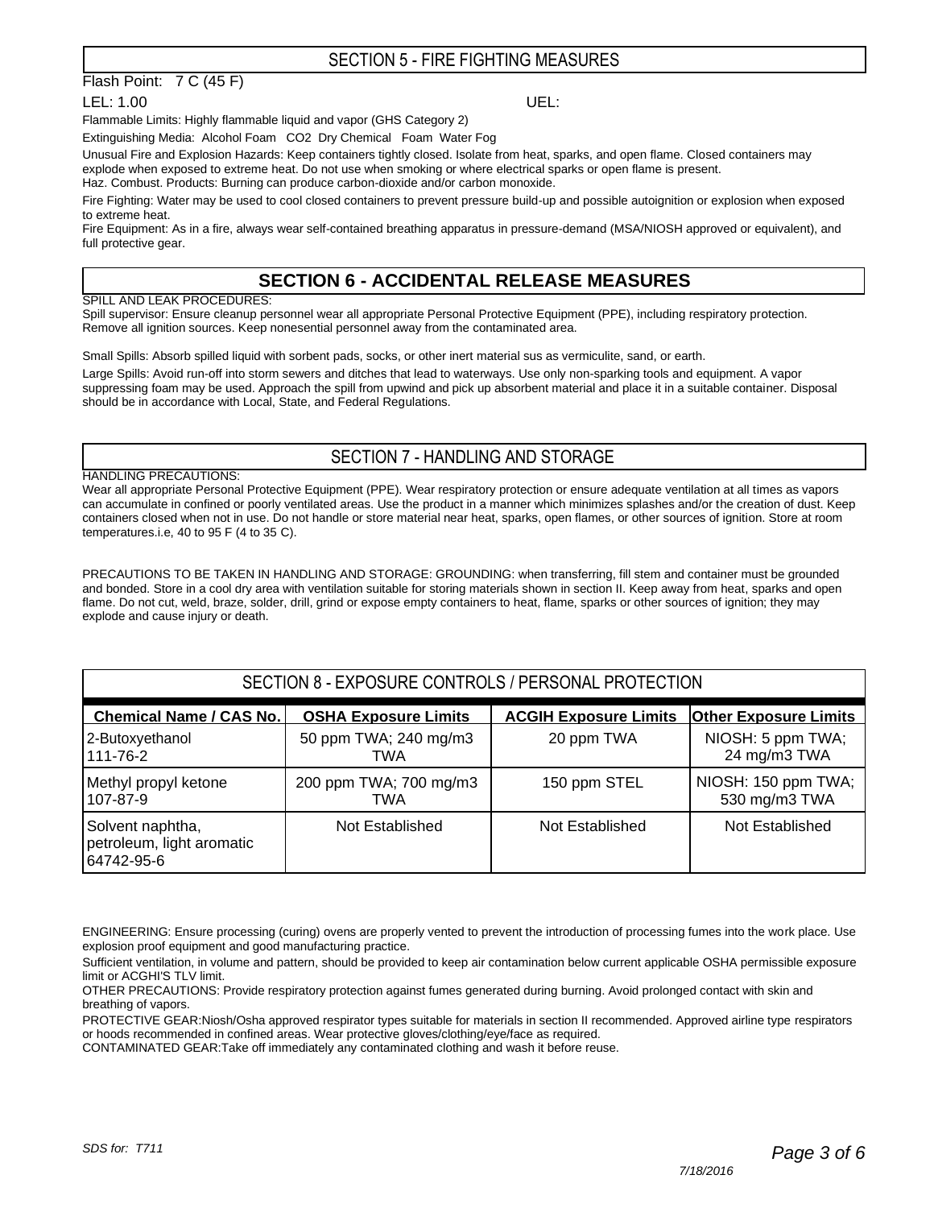## SECTION 5 - FIRE FIGHTING MEASURES

Flash Point: 7 C (45 F)

LEL: 1.00 UEL:

Flammable Limits: Highly flammable liquid and vapor (GHS Category 2)

Extinguishing Media: Alcohol Foam CO2 Dry Chemical Foam Water Fog

Unusual Fire and Explosion Hazards: Keep containers tightly closed. Isolate from heat, sparks, and open flame. Closed containers may explode when exposed to extreme heat. Do not use when smoking or where electrical sparks or open flame is present.

Haz. Combust. Products: Burning can produce carbon-dioxide and/or carbon monoxide.

Fire Fighting: Water may be used to cool closed containers to prevent pressure build-up and possible autoignition or explosion when exposed to extreme heat.

Fire Equipment: As in a fire, always wear self-contained breathing apparatus in pressure-demand (MSA/NIOSH approved or equivalent), and full protective gear.

## SECTION 6 - ACCIDENTAL RELEASE MEASURES

SPILL AND LEAK PROCEDURES:

Spill supervisor: Ensure cleanup personnel wear all appropriate Personal Protective Equipment (PPE), including respiratory protection. Remove all ignition sources. Keep nonesential personnel away from the contaminated area.

Small Spills: Absorb spilled liquid with sorbent pads, socks, or other inert material sus as vermiculite, sand, or earth.

Large Spills: Avoid run-off into storm sewers and ditches that lead to waterways. Use only non-sparking tools and equipment. A vapor suppressing foam may be used. Approach the spill from upwind and pick up absorbent material and place it in a suitable container. Disposal should be in accordance with Local, State, and Federal Regulations.

## SECTION 7 - HANDLING AND STORAGE

HANDLING PRECAUTIONS:

Wear all appropriate Personal Protective Equipment (PPE). Wear respiratory protection or ensure adequate ventilation at all times as vapors can accumulate in confined or poorly ventilated areas. Use the product in a manner which minimizes splashes and/or the creation of dust. Keep containers closed when not in use. Do not handle or store material near heat, sparks, open flames, or other sources of ignition. Store at room temperatures.i.e, 40 to 95 F (4 to 35 C).

PRECAUTIONS TO BE TAKEN IN HANDLING AND STORAGE: GROUNDING: when transferring, fill stem and container must be grounded and bonded. Store in a cool dry area with ventilation suitable for storing materials shown in section II. Keep away from heat, sparks and open flame. Do not cut, weld, braze, solder, drill, grind or expose empty containers to heat, flame, sparks or other sources of ignition; they may explode and cause injury or death.

## SECTION 8 - EXPOSURE CONTROLS / PERSONAL PROTECTION

| Chemical Name / CAS No. | OSHA Exposure Limits | ACGIH Exposure Limits | Other Exposure Limits |
|---|---|---|---|
| 2-Butoxyethanol 111-76-2 | 50 ppm TWA; 240 mg/m3 TWA | 20 ppm TWA | NIOSH: 5 ppm TWA; 24 mg/m3 TWA |
| Methyl propyl ketone 107-87-9 | 200 ppm TWA; 700 mg/m3 TWA | 150 ppm STEL | NIOSH: 150 ppm TWA; 530 mg/m3 TWA |
| Solvent naphtha, petroleum, light aromatic 64742-95-6 | Not Established | Not Established | Not Established |

ENGINEERING: Ensure processing (curing) ovens are properly vented to prevent the introduction of processing fumes into the work place. Use explosion proof equipment and good manufacturing practice.

Sufficient ventilation, in volume and pattern, should be provided to keep air contamination below current applicable OSHA permissible exposure limit or ACGHI'S TLV limit.

OTHER PRECAUTIONS: Provide respiratory protection against fumes generated during burning. Avoid prolonged contact with skin and breathing of vapors.

PROTECTIVE GEAR:Niosh/Osha approved respirator types suitable for materials in section II recommended. Approved airline type respirators or hoods recommended in confined areas. Wear protective gloves/clothing/eye/face as required.

CONTAMINATED GEAR:Take off immediately any contaminated clothing and wash it before reuse.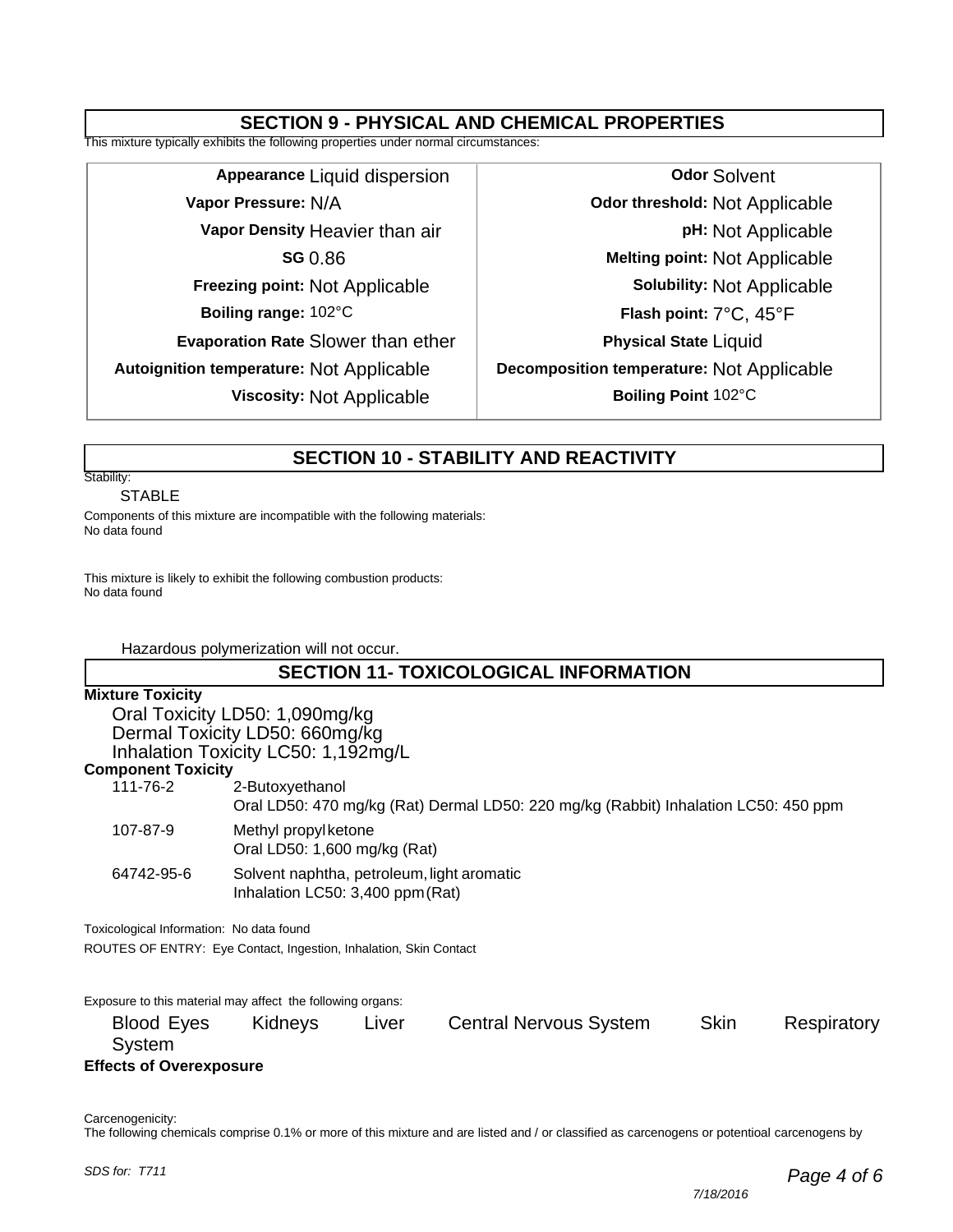## SECTION 9 - PHYSICAL AND CHEMICAL PROPERTIES

This mixture typically exhibits the following properties under normal circumstances:

| | | | |
|---|---|---|---|
| **Appearance** | Liquid dispersion | **Odor** | Solvent |
| **Vapor Pressure:** | N/A | **Odor threshold:** | Not Applicable |
| **Vapor Density** | Heavier than air | **pH:** | Not Applicable |
| **SG** | 0.86 | **Melting point:** | Not Applicable |
| **Freezing point:** | Not Applicable | **Solubility:** | Not Applicable |
| **Boiling range:** | 102°C | **Flash point:** | 7°C, 45°F |
| **Evaporation Rate** | Slower than ether | **Physical State** | Liquid |
| **Autoignition temperature:** | Not Applicable | **Decomposition temperature:** | Not Applicable |
| **Viscosity:** | Not Applicable | **Boiling Point** | 102°C |

## SECTION 10 - STABILITY AND REACTIVITY

Stability:

STABLE

Components of this mixture are incompatible with the following materials:
No data found

This mixture is likely to exhibit the following combustion products:
No data found

Hazardous polymerization will not occur.

## SECTION 11- TOXICOLOGICAL INFORMATION

**Mixture Toxicity**

Oral Toxicity LD50: 1,090mg/kg
Dermal Toxicity LD50: 660mg/kg
Inhalation Toxicity LC50: 1,192mg/L

**Component Toxicity**

| | |
|---|---|
| 111-76-2 | 2-Butoxyethanol<br>Oral LD50: 470 mg/kg (Rat) Dermal LD50: 220 mg/kg (Rabbit) Inhalation LC50: 450 ppm |
| 107-87-9 | Methyl propyl ketone<br>Oral LD50: 1,600 mg/kg (Rat) |
| 64742-95-6 | Solvent naphtha, petroleum, light aromatic<br>Inhalation LC50: 3,400 ppm (Rat) |

Toxicological Information: No data found

ROUTES OF ENTRY: Eye Contact, Ingestion, Inhalation, Skin Contact

Exposure to this material may affect the following organs:

Blood Eyes Kidneys Liver Central Nervous System Skin Respiratory System

**Effects of Overexposure**

Carcenogenicity:
The following chemicals comprise 0.1% or more of this mixture and are listed and / or classified as carcenogens or potentioal carcenogens by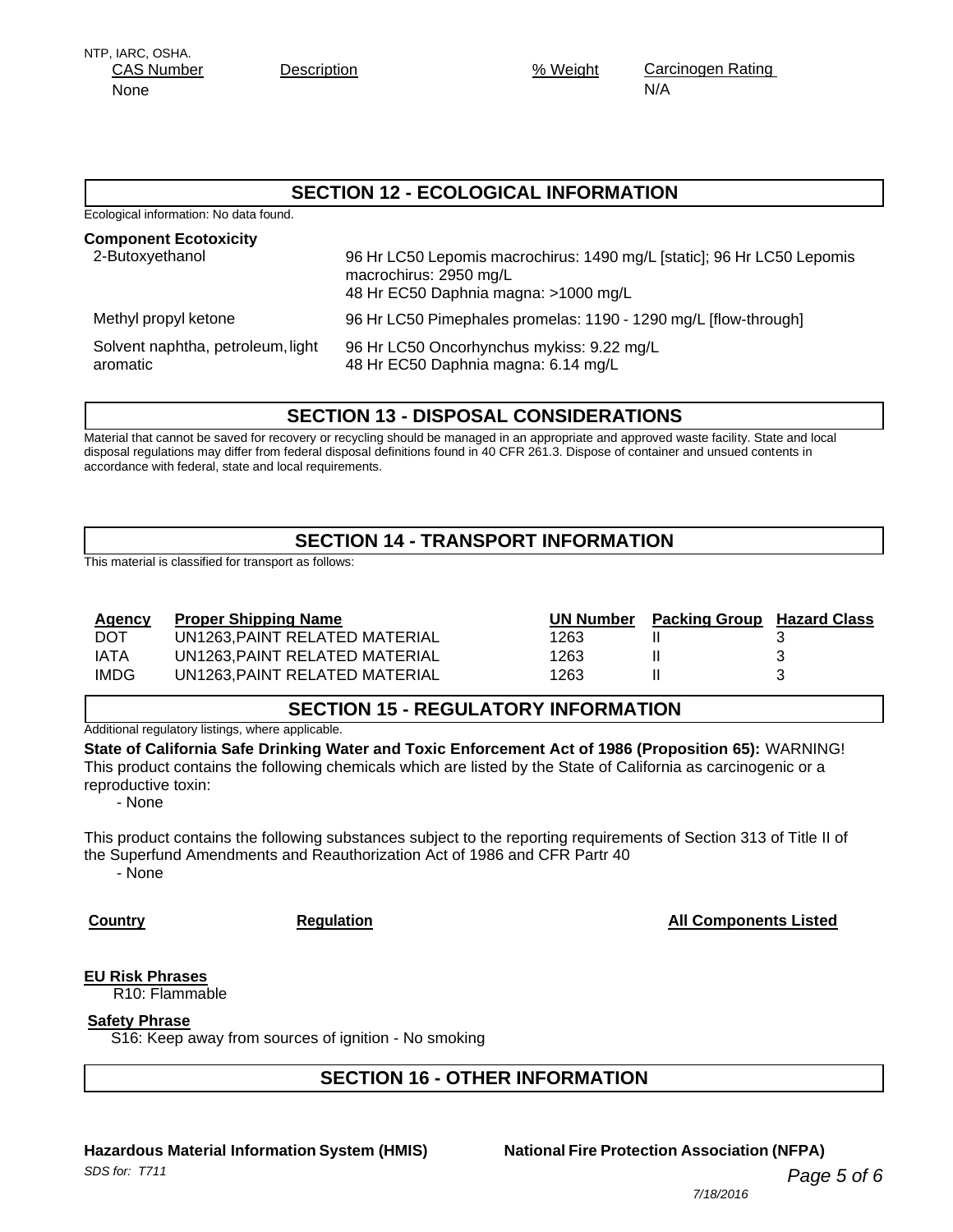NTP, IARC, OSHA.

| CAS Number | Description | % Weight | Carcinogen Rating |
|---|---|---|---|
| None | | | N/A |

## SECTION 12 - ECOLOGICAL INFORMATION

Ecological information: No data found.

**Component Ecotoxicity**

| | |
|---|---|
| 2-Butoxyethanol | 96 Hr LC50 Lepomis macrochirus: 1490 mg/L [static]; 96 Hr LC50 Lepomis macrochirus: 2950 mg/L<br>48 Hr EC50 Daphnia magna: >1000 mg/L |
| Methyl propyl ketone | 96 Hr LC50 Pimephales promelas: 1190 - 1290 mg/L [flow-through] |
| Solvent naphtha, petroleum, light aromatic | 96 Hr LC50 Oncorhynchus mykiss: 9.22 mg/L<br>48 Hr EC50 Daphnia magna: 6.14 mg/L |

## SECTION 13 - DISPOSAL CONSIDERATIONS

Material that cannot be saved for recovery or recycling should be managed in an appropriate and approved waste facility. State and local disposal regulations may differ from federal disposal definitions found in 40 CFR 261.3. Dispose of container and unsued contents in accordance with federal, state and local requirements.

## SECTION 14 - TRANSPORT INFORMATION

This material is classified for transport as follows:

| Agency | Proper Shipping Name | UN Number | Packing Group | Hazard Class |
|---|---|---|---|---|
| DOT | UN1263,PAINT RELATED MATERIAL | 1263 | II | 3 |
| IATA | UN1263,PAINT RELATED MATERIAL | 1263 | II | 3 |
| IMDG | UN1263,PAINT RELATED MATERIAL | 1263 | II | 3 |

## SECTION 15 - REGULATORY INFORMATION

Additional regulatory listings, where applicable.

**State of California Safe Drinking Water and Toxic Enforcement Act of 1986 (Proposition 65):** WARNING! This product contains the following chemicals which are listed by the State of California as carcinogenic or a reproductive toxin:

- None

This product contains the following substances subject to the reporting requirements of Section 313 of Title II of the Superfund Amendments and Reauthorization Act of 1986 and CFR Partr 40

- None

| Country | Regulation | All Components Listed |
|---|---|---|

**EU Risk Phrases**

R10: Flammable

**Safety Phrase**

S16: Keep away from sources of ignition - No smoking

## SECTION 16 - OTHER INFORMATION

**Hazardous Material Information System (HMIS)** **National Fire Protection Association (NFPA)**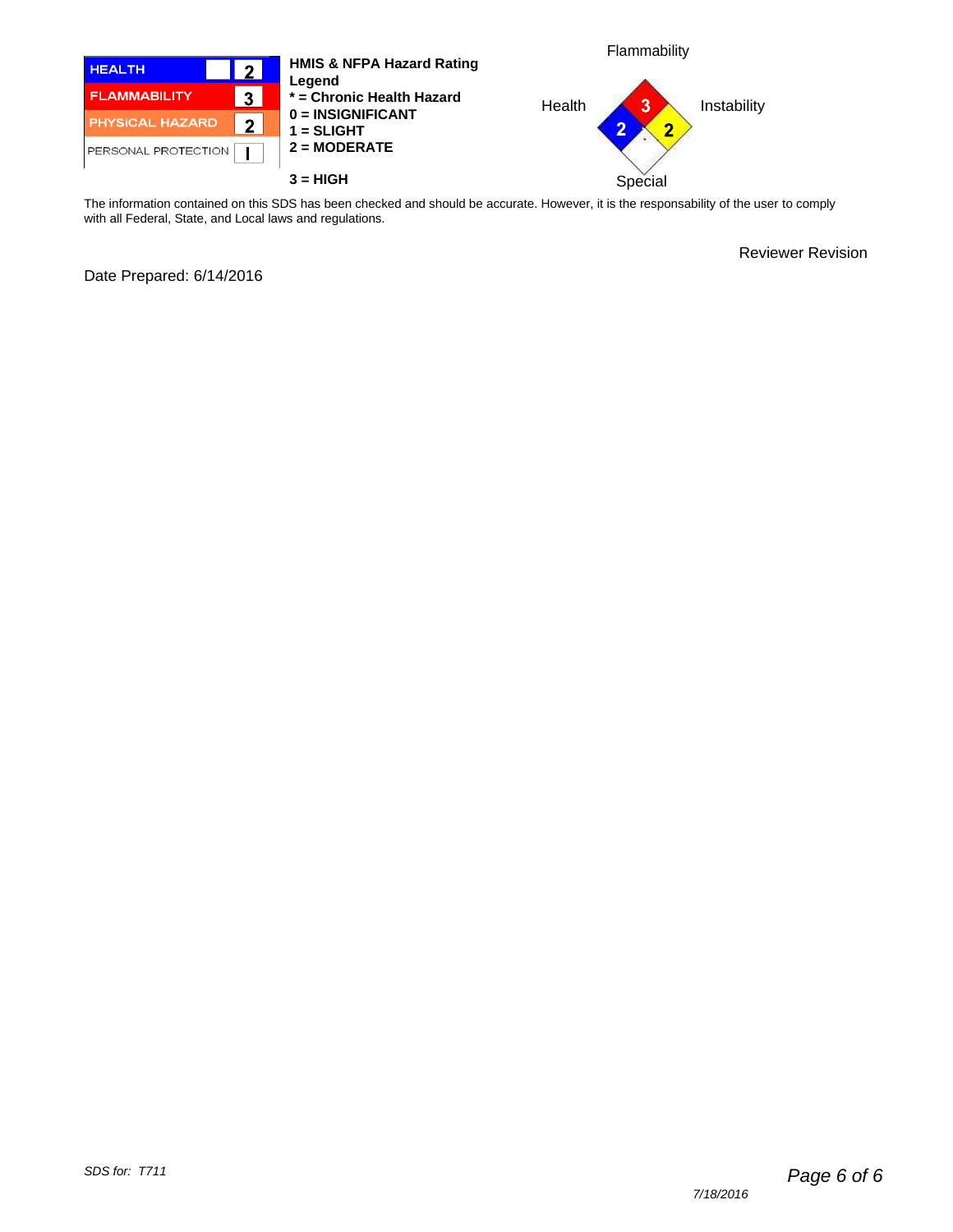| | |
|---|---|
| HEALTH | 2 |
| FLAMMABILITY | 3 |
| PHYSICAL HAZARD | 2 |
| PERSONAL PROTECTION | I |

**HMIS & NFPA Hazard Rating Legend**
**\* = Chronic Health Hazard**
**0 = INSIGNIFICANT**
**1 = SLIGHT**
**2 = MODERATE**
**3 = HIGH**

Flammability

Health

3

2

2

Instability

Special

The information contained on this SDS has been checked and should be accurate. However, it is the responsability of the user to comply with all Federal, State, and Local laws and regulations.

Reviewer Revision

Date Prepared: 6/14/2016

*SDS for: T711*

*7/18/2016*